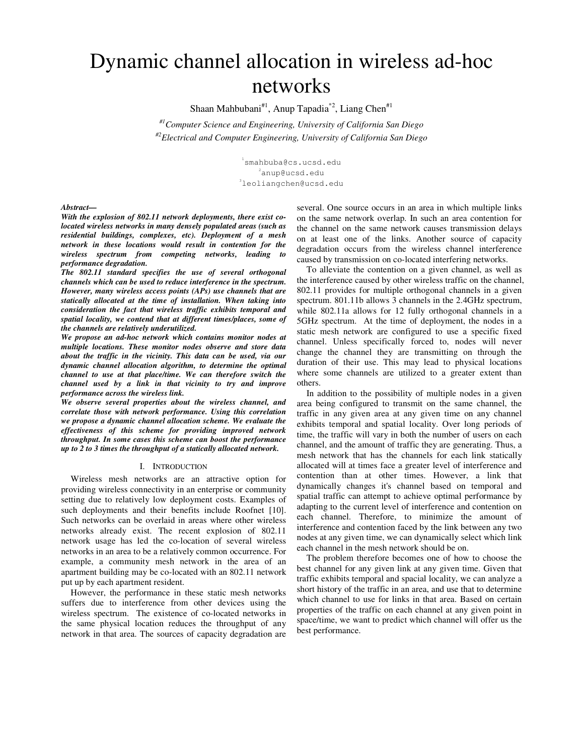# Dynamic channel allocation in wireless ad-hoc networks

Shaan Mahbubani[#1], Anup Tapadia[*2], Liang Chen[#1]

[#1]*Computer Science and Engineering, University of California San Diego*

[#2]*Electrical and Computer Engineering, University of California San Diego*

[1]smahbuba@cs.ucsd.edu
[2]anup@ucsd.edu
[3]leoliangchen@ucsd.edu

***Abstract*— *With the explosion of 802.11 network deployments, there exist co-located wireless networks in many densely populated areas (such as residential buildings, complexes, etc). Deployment of a mesh network in these locations would result in contention for the wireless spectrum from competing networks, leading to performance degradation.***

***The 802.11 standard specifies the use of several orthogonal channels which can be used to reduce interference in the spectrum. However, many wireless access points (APs) use channels that are statically allocated at the time of installation. When taking into consideration the fact that wireless traffic exhibits temporal and spatial locality, we contend that at different times/places, some of the channels are relatively underutilized.***

***We propose an ad-hoc network which contains monitor nodes at multiple locations. These monitor nodes observe and store data about the traffic in the vicinity. This data can be used, via our dynamic channel allocation algorithm, to determine the optimal channel to use at that place/time. We can therefore switch the channel used by a link in that vicinity to try and improve performance across the wireless link.***

***We observe several properties about the wireless channel, and correlate those with network performance. Using this correlation we propose a dynamic channel allocation scheme. We evaluate the effectiveness of this scheme for providing improved network throughput. In some cases this scheme can boost the performance up to 2 to 3 times the throughput of a statically allocated network.***

## I. Introduction

Wireless mesh networks are an attractive option for providing wireless connectivity in an enterprise or community setting due to relatively low deployment costs. Examples of such deployments and their benefits include Roofnet [10]. Such networks can be overlaid in areas where other wireless networks already exist. The recent explosion of 802.11 network usage has led the co-location of several wireless networks in an area to be a relatively common occurrence. For example, a community mesh network in the area of an apartment building may be co-located with an 802.11 network put up by each apartment resident.

However, the performance in these static mesh networks suffers due to interference from other devices using the wireless spectrum. The existence of co-located networks in the same physical location reduces the throughput of any network in that area. The sources of capacity degradation are several. One source occurs in an area in which multiple links on the same network overlap. In such an area contention for the channel on the same network causes transmission delays on at least one of the links. Another source of capacity degradation occurs from the wireless channel interference caused by transmission on co-located interfering networks.

To alleviate the contention on a given channel, as well as the interference caused by other wireless traffic on the channel, 802.11 provides for multiple orthogonal channels in a given spectrum. 801.11b allows 3 channels in the 2.4GHz spectrum, while 802.11a allows for 12 fully orthogonal channels in a 5GHz spectrum. At the time of deployment, the nodes in a static mesh network are configured to use a specific fixed channel. Unless specifically forced to, nodes will never change the channel they are transmitting on through the duration of their use. This may lead to physical locations where some channels are utilized to a greater extent than others.

In addition to the possibility of multiple nodes in a given area being configured to transmit on the same channel, the traffic in any given area at any given time on any channel exhibits temporal and spatial locality. Over long periods of time, the traffic will vary in both the number of users on each channel, and the amount of traffic they are generating. Thus, a mesh network that has the channels for each link statically allocated will at times face a greater level of interference and contention than at other times. However, a link that dynamically changes it's channel based on temporal and spatial traffic can attempt to achieve optimal performance by adapting to the current level of interference and contention on each channel. Therefore, to minimize the amount of interference and contention faced by the link between any two nodes at any given time, we can dynamically select which link each channel in the mesh network should be on.

The problem therefore becomes one of how to choose the best channel for any given link at any given time. Given that traffic exhibits temporal and spacial locality, we can analyze a short history of the traffic in an area, and use that to determine which channel to use for links in that area. Based on certain properties of the traffic on each channel at any given point in space/time, we want to predict which channel will offer us the best performance.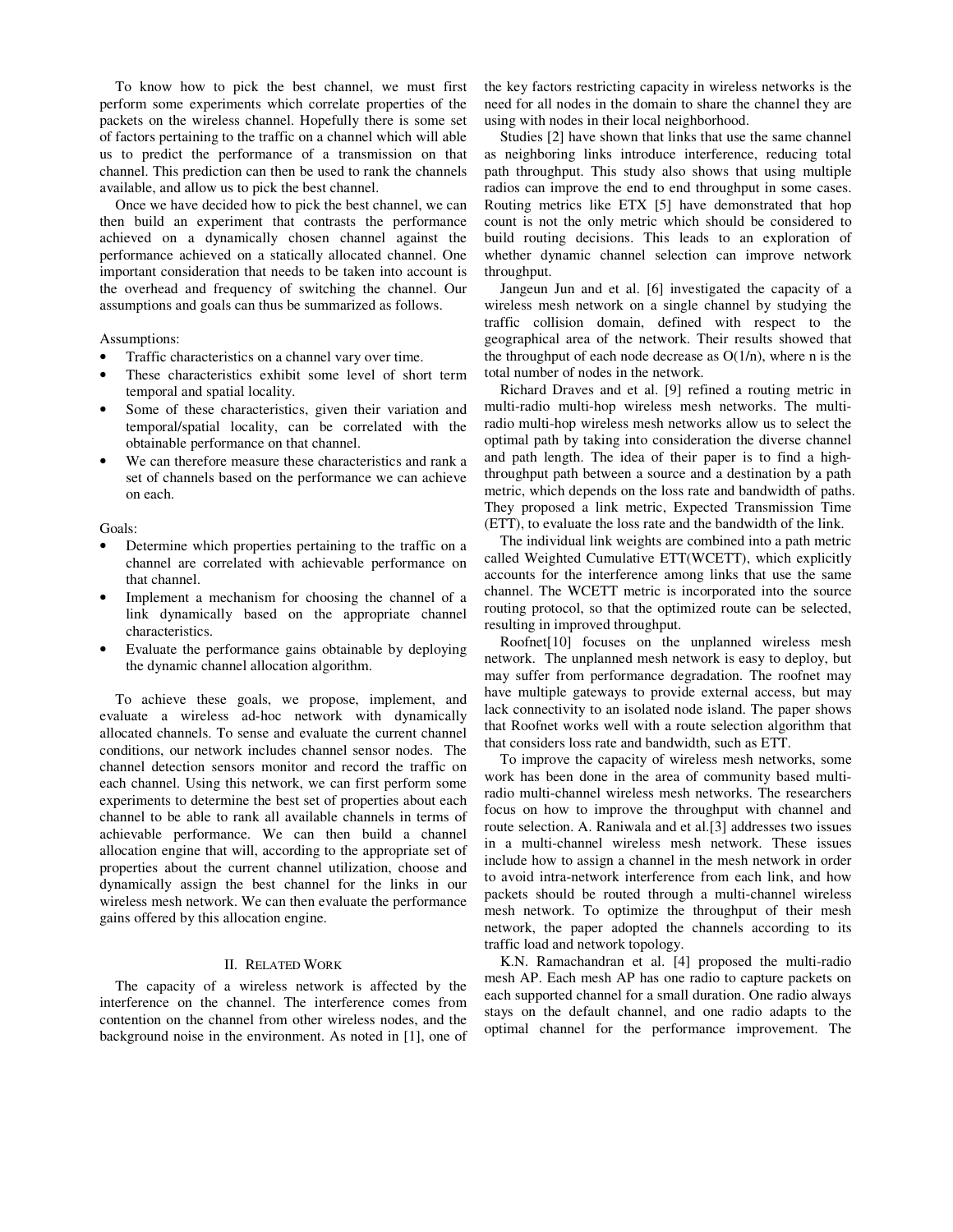To know how to pick the best channel, we must first perform some experiments which correlate properties of the packets on the wireless channel. Hopefully there is some set of factors pertaining to the traffic on a channel which will able us to predict the performance of a transmission on that channel. This prediction can then be used to rank the channels available, and allow us to pick the best channel.

Once we have decided how to pick the best channel, we can then build an experiment that contrasts the performance achieved on a dynamically chosen channel against the performance achieved on a statically allocated channel. One important consideration that needs to be taken into account is the overhead and frequency of switching the channel. Our assumptions and goals can thus be summarized as follows.

Assumptions:

- Traffic characteristics on a channel vary over time.
- These characteristics exhibit some level of short term temporal and spatial locality.
- Some of these characteristics, given their variation and temporal/spatial locality, can be correlated with the obtainable performance on that channel.
- We can therefore measure these characteristics and rank a set of channels based on the performance we can achieve on each.

Goals:

- Determine which properties pertaining to the traffic on a channel are correlated with achievable performance on that channel.
- Implement a mechanism for choosing the channel of a link dynamically based on the appropriate channel characteristics.
- Evaluate the performance gains obtainable by deploying the dynamic channel allocation algorithm.

To achieve these goals, we propose, implement, and evaluate a wireless ad-hoc network with dynamically allocated channels. To sense and evaluate the current channel conditions, our network includes channel sensor nodes. The channel detection sensors monitor and record the traffic on each channel. Using this network, we can first perform some experiments to determine the best set of properties about each channel to be able to rank all available channels in terms of achievable performance. We can then build a channel allocation engine that will, according to the appropriate set of properties about the current channel utilization, choose and dynamically assign the best channel for the links in our wireless mesh network. We can then evaluate the performance gains offered by this allocation engine.

## II. Related Work

The capacity of a wireless network is affected by the interference on the channel. The interference comes from contention on the channel from other wireless nodes, and the background noise in the environment. As noted in [1], one of the key factors restricting capacity in wireless networks is the need for all nodes in the domain to share the channel they are using with nodes in their local neighborhood.

Studies [2] have shown that links that use the same channel as neighboring links introduce interference, reducing total path throughput. This study also shows that using multiple radios can improve the end to end throughput in some cases. Routing metrics like ETX [5] have demonstrated that hop count is not the only metric which should be considered to build routing decisions. This leads to an exploration of whether dynamic channel selection can improve network throughput.

Jangeun Jun and et al. [6] investigated the capacity of a wireless mesh network on a single channel by studying the traffic collision domain, defined with respect to the geographical area of the network. Their results showed that the throughput of each node decrease as $O(1/n)$, where n is the total number of nodes in the network.

Richard Draves and et al. [9] refined a routing metric in multi-radio multi-hop wireless mesh networks. The multi-radio multi-hop wireless mesh networks allow us to select the optimal path by taking into consideration the diverse channel and path length. The idea of their paper is to find a high-throughput path between a source and a destination by a path metric, which depends on the loss rate and bandwidth of paths. They proposed a link metric, Expected Transmission Time (ETT), to evaluate the loss rate and the bandwidth of the link.

The individual link weights are combined into a path metric called Weighted Cumulative ETT(WCETT), which explicitly accounts for the interference among links that use the same channel. The WCETT metric is incorporated into the source routing protocol, so that the optimized route can be selected, resulting in improved throughput.

Roofnet[10] focuses on the unplanned wireless mesh network. The unplanned mesh network is easy to deploy, but may suffer from performance degradation. The roofnet may have multiple gateways to provide external access, but may lack connectivity to an isolated node island. The paper shows that Roofnet works well with a route selection algorithm that that considers loss rate and bandwidth, such as ETT.

To improve the capacity of wireless mesh networks, some work has been done in the area of community based multi-radio multi-channel wireless mesh networks. The researchers focus on how to improve the throughput with channel and route selection. A. Raniwala and et al.[3] addresses two issues in a multi-channel wireless mesh network. These issues include how to assign a channel in the mesh network in order to avoid intra-network interference from each link, and how packets should be routed through a multi-channel wireless mesh network. To optimize the throughput of their mesh network, the paper adopted the channels according to its traffic load and network topology.

K.N. Ramachandran et al. [4] proposed the multi-radio mesh AP. Each mesh AP has one radio to capture packets on each supported channel for a small duration. One radio always stays on the default channel, and one radio adapts to the optimal channel for the performance improvement. The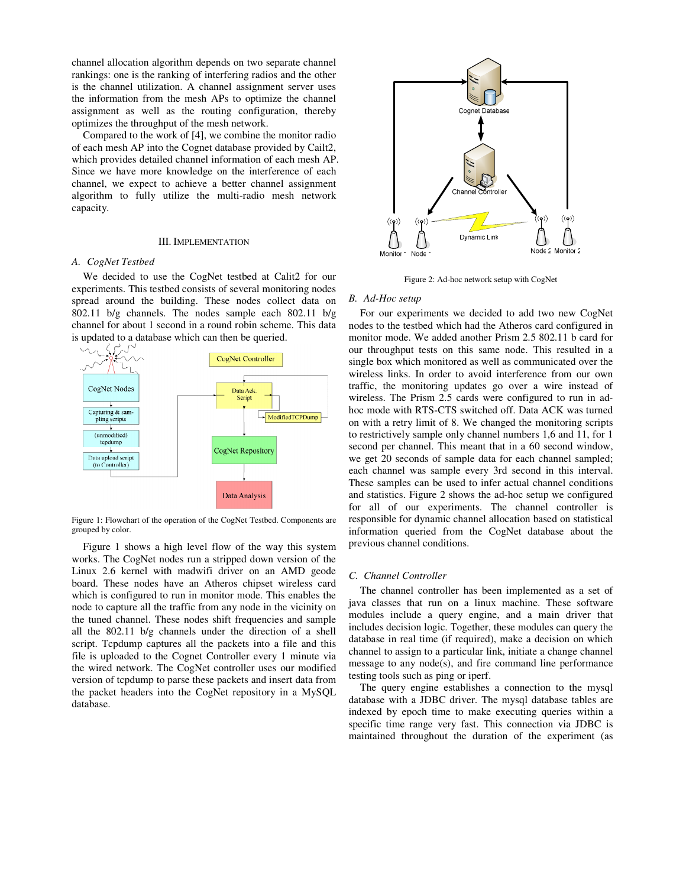channel allocation algorithm depends on two separate channel rankings: one is the ranking of interfering radios and the other is the channel utilization. A channel assignment server uses the information from the mesh APs to optimize the channel assignment as well as the routing configuration, thereby optimizes the throughput of the mesh network.

Compared to the work of [4], we combine the monitor radio of each mesh AP into the Cognet database provided by Cailt2, which provides detailed channel information of each mesh AP. Since we have more knowledge on the interference of each channel, we expect to achieve a better channel assignment algorithm to fully utilize the multi-radio mesh network capacity.

## III. Implementation

### A. CogNet Testbed

We decided to use the CogNet testbed at Calit2 for our experiments. This testbed consists of several monitoring nodes spread around the building. These nodes collect data on 802.11 b/g channels. The nodes sample each 802.11 b/g channel for about 1 second in a round robin scheme. This data is updated to a database which can then be queried.

Figure 1: Flowchart of the operation of the CogNet Testbed. Components are grouped by color.

Figure 1 shows a high level flow of the way this system works. The CogNet nodes run a stripped down version of the Linux 2.6 kernel with madwifi driver on an AMD geode board. These nodes have an Atheros chipset wireless card which is configured to run in monitor mode. This enables the node to capture all the traffic from any node in the vicinity on the tuned channel. These nodes shift frequencies and sample all the 802.11 b/g channels under the direction of a shell script. Tcpdump captures all the packets into a file and this file is uploaded to the Cognet Controller every 1 minute via the wired network. The CogNet controller uses our modified version of tcpdump to parse these packets and insert data from the packet headers into the CogNet repository in a MySQL database.

Figure 2: Ad-hoc network setup with CogNet

### B. Ad-Hoc setup

For our experiments we decided to add two new CogNet nodes to the testbed which had the Atheros card configured in monitor mode. We added another Prism 2.5 802.11 b card for our throughput tests on this same node. This resulted in a single box which monitored as well as communicated over the wireless links. In order to avoid interference from our own traffic, the monitoring updates go over a wire instead of wireless. The Prism 2.5 cards were configured to run in ad-hoc mode with RTS-CTS switched off. Data ACK was turned on with a retry limit of 8. We changed the monitoring scripts to restrictively sample only channel numbers 1,6 and 11, for 1 second per channel. This meant that in a 60 second window, we get 20 seconds of sample data for each channel sampled; each channel was sample every 3rd second in this interval. These samples can be used to infer actual channel conditions and statistics. Figure 2 shows the ad-hoc setup we configured for all of our experiments. The channel controller is responsible for dynamic channel allocation based on statistical information queried from the CogNet database about the previous channel conditions.

### C. Channel Controller

The channel controller has been implemented as a set of java classes that run on a linux machine. These software modules include a query engine, and a main driver that includes decision logic. Together, these modules can query the database in real time (if required), make a decision on which channel to assign to a particular link, initiate a change channel message to any node(s), and fire command line performance testing tools such as ping or iperf.

The query engine establishes a connection to the mysql database with a JDBC driver. The mysql database tables are indexed by epoch time to make executing queries within a specific time range very fast. This connection via JDBC is maintained throughout the duration of the experiment (as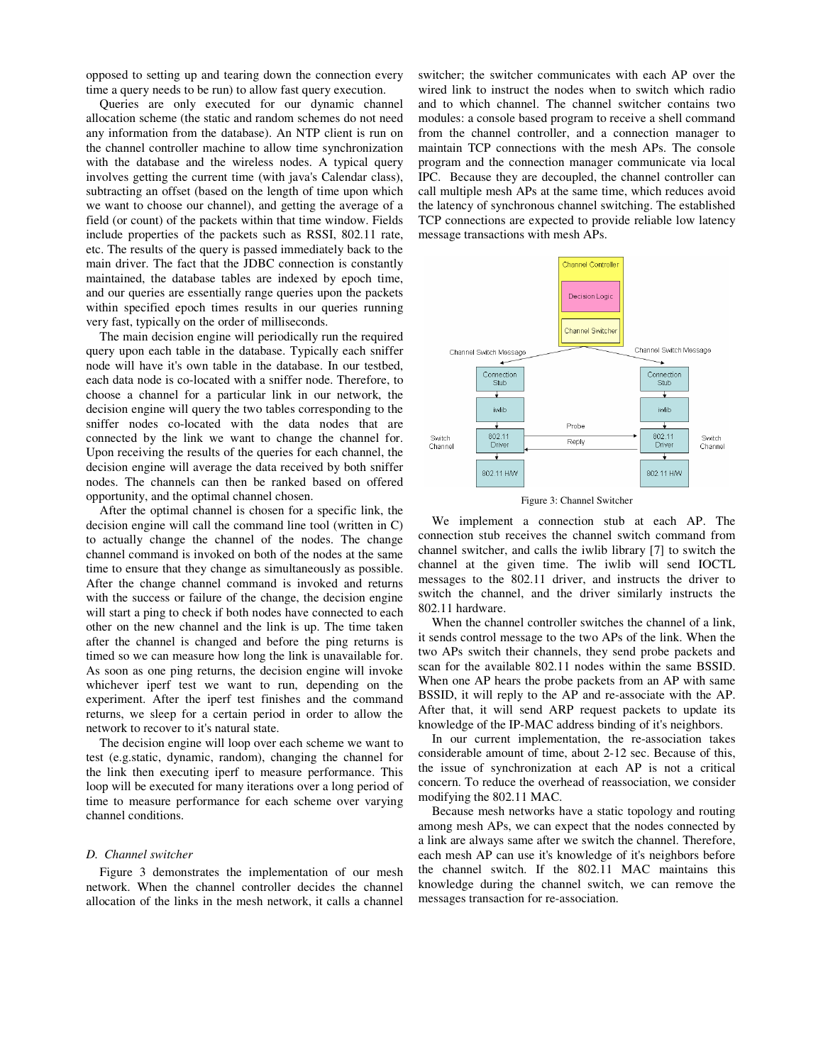opposed to setting up and tearing down the connection every time a query needs to be run) to allow fast query execution.

Queries are only executed for our dynamic channel allocation scheme (the static and random schemes do not need any information from the database). An NTP client is run on the channel controller machine to allow time synchronization with the database and the wireless nodes. A typical query involves getting the current time (with java's Calendar class), subtracting an offset (based on the length of time upon which we want to choose our channel), and getting the average of a field (or count) of the packets within that time window. Fields include properties of the packets such as RSSI, 802.11 rate, etc. The results of the query is passed immediately back to the main driver. The fact that the JDBC connection is constantly maintained, the database tables are indexed by epoch time, and our queries are essentially range queries upon the packets within specified epoch times results in our queries running very fast, typically on the order of milliseconds.

The main decision engine will periodically run the required query upon each table in the database. Typically each sniffer node will have it's own table in the database. In our testbed, each data node is co-located with a sniffer node. Therefore, to choose a channel for a particular link in our network, the decision engine will query the two tables corresponding to the sniffer nodes co-located with the data nodes that are connected by the link we want to change the channel for. Upon receiving the results of the queries for each channel, the decision engine will average the data received by both sniffer nodes. The channels can then be ranked based on offered opportunity, and the optimal channel chosen.

After the optimal channel is chosen for a specific link, the decision engine will call the command line tool (written in C) to actually change the channel of the nodes. The change channel command is invoked on both of the nodes at the same time to ensure that they change as simultaneously as possible. After the change channel command is invoked and returns with the success or failure of the change, the decision engine will start a ping to check if both nodes have connected to each other on the new channel and the link is up. The time taken after the channel is changed and before the ping returns is timed so we can measure how long the link is unavailable for. As soon as one ping returns, the decision engine will invoke whichever iperf test we want to run, depending on the experiment. After the iperf test finishes and the command returns, we sleep for a certain period in order to allow the network to recover to it's natural state.

The decision engine will loop over each scheme we want to test (e.g.static, dynamic, random), changing the channel for the link then executing iperf to measure performance. This loop will be executed for many iterations over a long period of time to measure performance for each scheme over varying channel conditions.

### D. Channel switcher

Figure 3 demonstrates the implementation of our mesh network. When the channel controller decides the channel allocation of the links in the mesh network, it calls a channel switcher; the switcher communicates with each AP over the wired link to instruct the nodes when to switch which radio and to which channel. The channel switcher contains two modules: a console based program to receive a shell command from the channel controller, and a connection manager to maintain TCP connections with the mesh APs. The console program and the connection manager communicate via local IPC. Because they are decoupled, the channel controller can call multiple mesh APs at the same time, which reduces avoid the latency of synchronous channel switching. The established TCP connections are expected to provide reliable low latency message transactions with mesh APs.

Figure 3: Channel Switcher

We implement a connection stub at each AP. The connection stub receives the channel switch command from channel switcher, and calls the iwlib library [7] to switch the channel at the given time. The iwlib will send IOCTL messages to the 802.11 driver, and instructs the driver to switch the channel, and the driver similarly instructs the 802.11 hardware.

When the channel controller switches the channel of a link, it sends control message to the two APs of the link. When the two APs switch their channels, they send probe packets and scan for the available 802.11 nodes within the same BSSID. When one AP hears the probe packets from an AP with same BSSID, it will reply to the AP and re-associate with the AP. After that, it will send ARP request packets to update its knowledge of the IP-MAC address binding of it's neighbors.

In our current implementation, the re-association takes considerable amount of time, about 2-12 sec. Because of this, the issue of synchronization at each AP is not a critical concern. To reduce the overhead of reassociation, we consider modifying the 802.11 MAC.

Because mesh networks have a static topology and routing among mesh APs, we can expect that the nodes connected by a link are always same after we switch the channel. Therefore, each mesh AP can use it's knowledge of it's neighbors before the channel switch. If the 802.11 MAC maintains this knowledge during the channel switch, we can remove the messages transaction for re-association.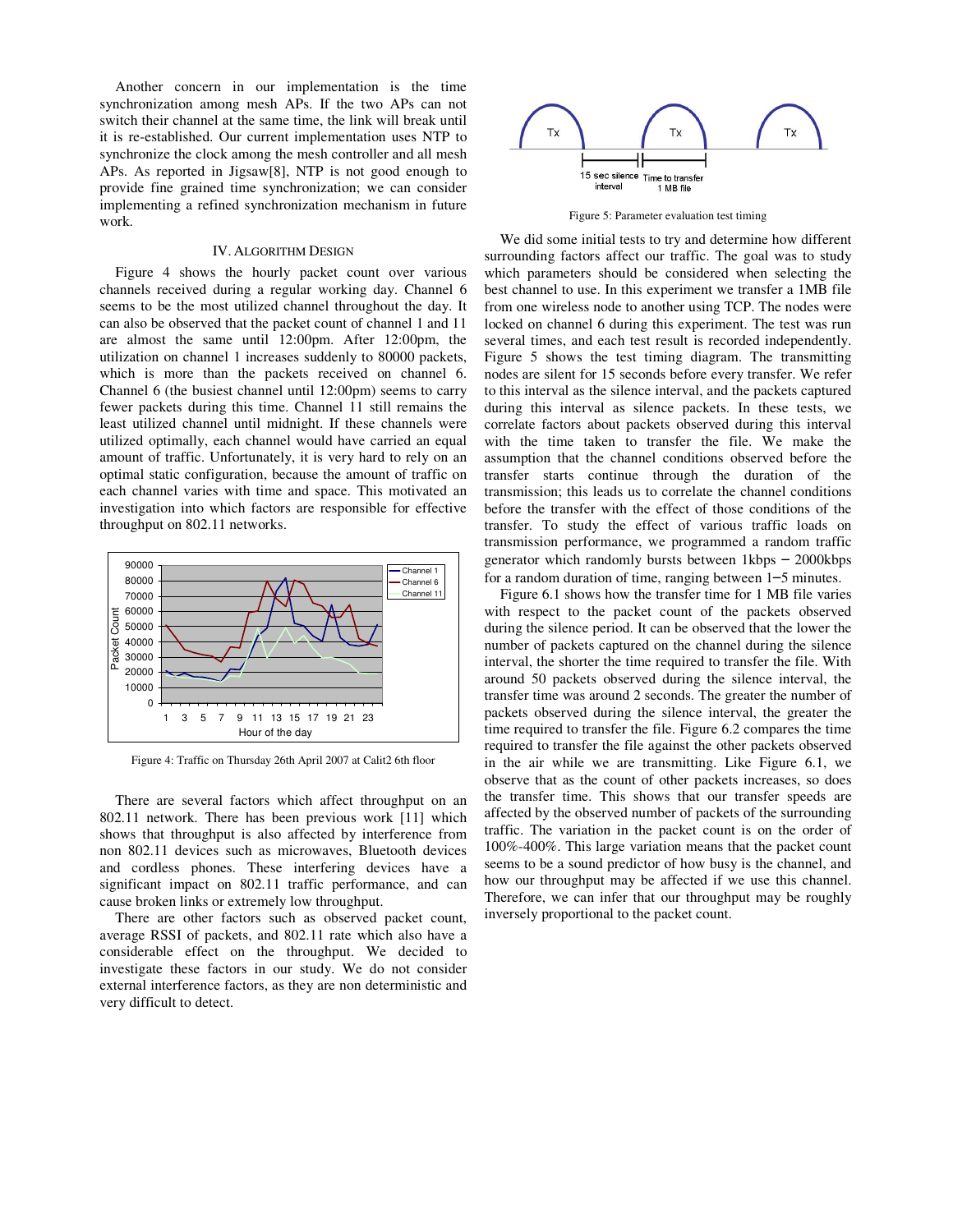Another concern in our implementation is the time synchronization among mesh APs. If the two APs can not switch their channel at the same time, the link will break until it is re-established. Our current implementation uses NTP to synchronize the clock among the mesh controller and all mesh APs. As reported in Jigsaw[8], NTP is not good enough to provide fine grained time synchronization; we can consider implementing a refined synchronization mechanism in future work.

## IV. ALGORITHM DESIGN

Figure 4 shows the hourly packet count over various channels received during a regular working day. Channel 6 seems to be the most utilized channel throughout the day. It can also be observed that the packet count of channel 1 and 11 are almost the same until 12:00pm. After 12:00pm, the utilization on channel 1 increases suddenly to 80000 packets, which is more than the packets received on channel 6. Channel 6 (the busiest channel until 12:00pm) seems to carry fewer packets during this time. Channel 11 still remains the least utilized channel until midnight. If these channels were utilized optimally, each channel would have carried an equal amount of traffic. Unfortunately, it is very hard to rely on an optimal static configuration, because the amount of traffic on each channel varies with time and space. This motivated an investigation into which factors are responsible for effective throughput on 802.11 networks.

Figure 4: Traffic on Thursday 26th April 2007 at Calit2 6th floor

There are several factors which affect throughput on an 802.11 network. There has been previous work [11] which shows that throughput is also affected by interference from non 802.11 devices such as microwaves, Bluetooth devices and cordless phones. These interfering devices have a significant impact on 802.11 traffic performance, and can cause broken links or extremely low throughput.

There are other factors such as observed packet count, average RSSI of packets, and 802.11 rate which also have a considerable effect on the throughput. We decided to investigate these factors in our study. We do not consider external interference factors, as they are non deterministic and very difficult to detect.

Figure 5: Parameter evaluation test timing

We did some initial tests to try and determine how different surrounding factors affect our traffic. The goal was to study which parameters should be considered when selecting the best channel to use. In this experiment we transfer a 1MB file from one wireless node to another using TCP. The nodes were locked on channel 6 during this experiment. The test was run several times, and each test result is recorded independently. Figure 5 shows the test timing diagram. The transmitting nodes are silent for 15 seconds before every transfer. We refer to this interval as the silence interval, and the packets captured during this interval as silence packets. In these tests, we correlate factors about packets observed during this interval with the time taken to transfer the file. We make the assumption that the channel conditions observed before the transfer starts continue through the duration of the transmission; this leads us to correlate the channel conditions before the transfer with the effect of those conditions of the transfer. To study the effect of various traffic loads on transmission performance, we programmed a random traffic generator which randomly bursts between 1kbps – 2000kbps for a random duration of time, ranging between 1–5 minutes.

Figure 6.1 shows how the transfer time for 1 MB file varies with respect to the packet count of the packets observed during the silence period. It can be observed that the lower the number of packets captured on the channel during the silence interval, the shorter the time required to transfer the file. With around 50 packets observed during the silence interval, the transfer time was around 2 seconds. The greater the number of packets observed during the silence interval, the greater the time required to transfer the file. Figure 6.2 compares the time required to transfer the file against the other packets observed in the air while we are transmitting. Like Figure 6.1, we observe that as the count of other packets increases, so does the transfer time. This shows that our transfer speeds are affected by the observed number of packets of the surrounding traffic. The variation in the packet count is on the order of 100%-400%. This large variation means that the packet count seems to be a sound predictor of how busy is the channel, and how our throughput may be affected if we use this channel. Therefore, we can infer that our throughput may be roughly inversely proportional to the packet count.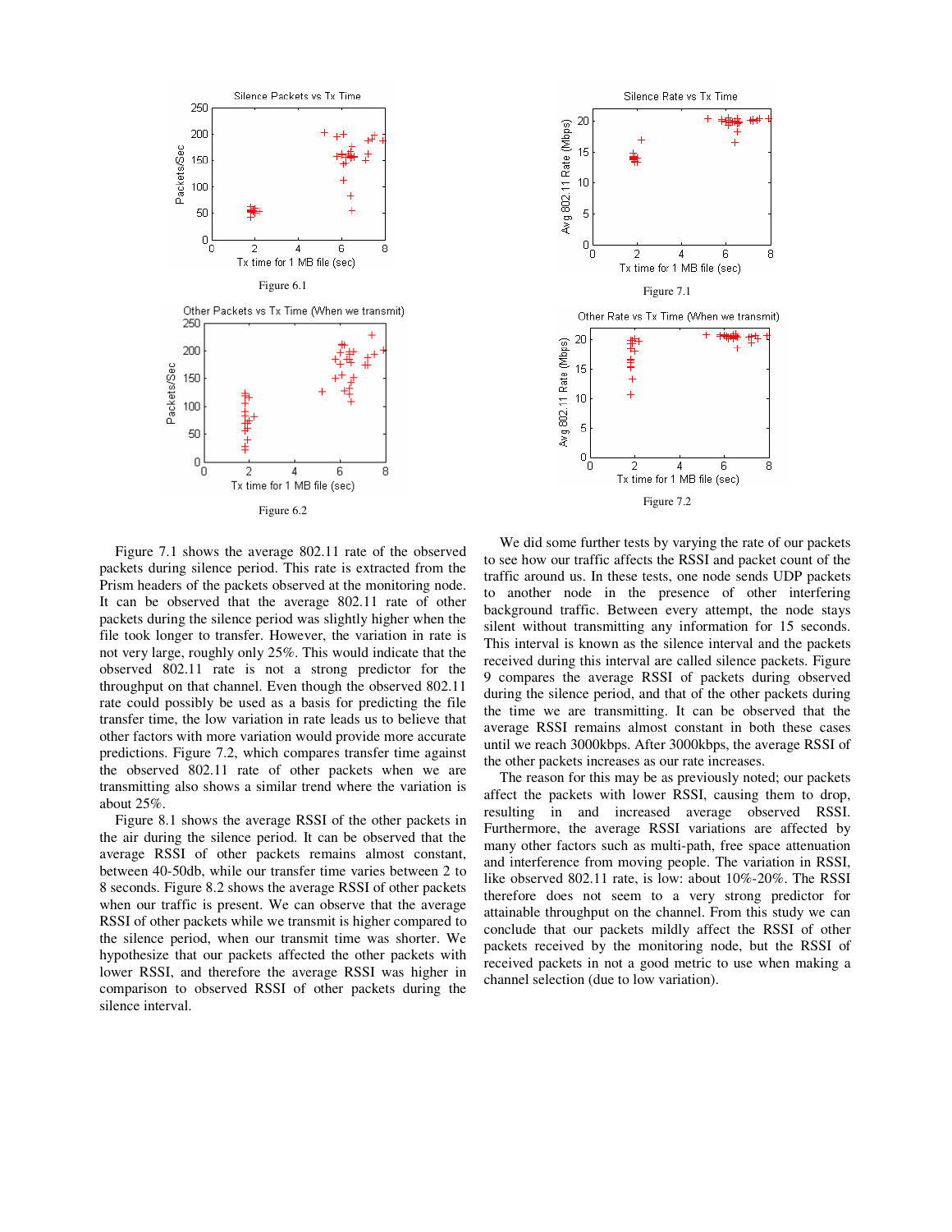Figure 6.1

Figure 6.2

Figure 7.1

Figure 7.2

Figure 7.1 shows the average 802.11 rate of the observed packets during silence period. This rate is extracted from the Prism headers of the packets observed at the monitoring node. It can be observed that the average 802.11 rate of other packets during the silence period was slightly higher when the file took longer to transfer. However, the variation in rate is not very large, roughly only 25%. This would indicate that the observed 802.11 rate is not a strong predictor for the throughput on that channel. Even though the observed 802.11 rate could possibly be used as a basis for predicting the file transfer time, the low variation in rate leads us to believe that other factors with more variation would provide more accurate predictions. Figure 7.2, which compares transfer time against the observed 802.11 rate of other packets when we are transmitting also shows a similar trend where the variation is about 25%.

Figure 8.1 shows the average RSSI of the other packets in the air during the silence period. It can be observed that the average RSSI of other packets remains almost constant, between 40-50db, while our transfer time varies between 2 to 8 seconds. Figure 8.2 shows the average RSSI of other packets when our traffic is present. We can observe that the average RSSI of other packets while we transmit is higher compared to the silence period, when our transmit time was shorter. We hypothesize that our packets affected the other packets with lower RSSI, and therefore the average RSSI was higher in comparison to observed RSSI of other packets during the silence interval.

We did some further tests by varying the rate of our packets to see how our traffic affects the RSSI and packet count of the traffic around us. In these tests, one node sends UDP packets to another node in the presence of other interfering background traffic. Between every attempt, the node stays silent without transmitting any information for 15 seconds. This interval is known as the silence interval and the packets received during this interval are called silence packets. Figure 9 compares the average RSSI of packets during observed during the silence period, and that of the other packets during the time we are transmitting. It can be observed that the average RSSI remains almost constant in both these cases until we reach 3000kbps. After 3000kbps, the average RSSI of the other packets increases as our rate increases.

The reason for this may be as previously noted; our packets affect the packets with lower RSSI, causing them to drop, resulting in and increased average observed RSSI. Furthermore, the average RSSI variations are affected by many other factors such as multi-path, free space attenuation and interference from moving people. The variation in RSSI, like observed 802.11 rate, is low: about 10%-20%. The RSSI therefore does not seem to a very strong predictor for attainable throughput on the channel. From this study we can conclude that our packets mildly affect the RSSI of other packets received by the monitoring node, but the RSSI of received packets in not a good metric to use when making a channel selection (due to low variation).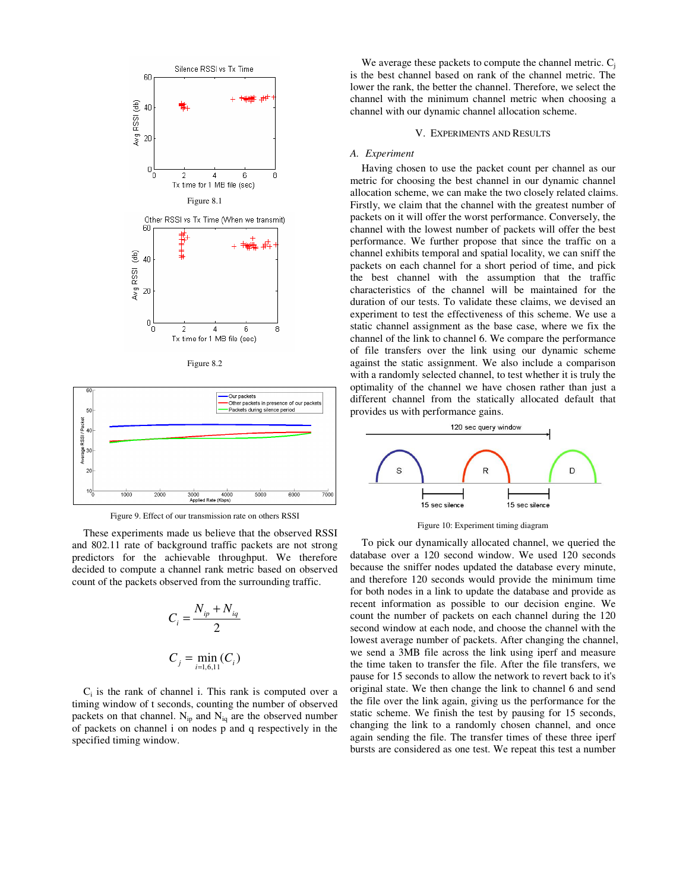Figure 8.1

Figure 8.2

Figure 9. Effect of our transmission rate on others RSSI

These experiments made us believe that the observed RSSI and 802.11 rate of background traffic packets are not strong predictors for the achievable throughput. We therefore decided to compute a channel rank metric based on observed count of the packets observed from the surrounding traffic.

$$C_i = \frac{N_{ip} + N_{iq}}{2}$$

$$C_j = \min_{i=1,6,11}(C_i)$$

$C_i$ is the rank of channel i. This rank is computed over a timing window of t seconds, counting the number of observed packets on that channel. $N_{ip}$ and $N_{iq}$ are the observed number of packets on channel i on nodes p and q respectively in the specified timing window.

We average these packets to compute the channel metric. $C_j$ is the best channel based on rank of the channel metric. The lower the rank, the better the channel. Therefore, we select the channel with the minimum channel metric when choosing a channel with our dynamic channel allocation scheme.

## V. Experiments and Results

### A. Experiment

Having chosen to use the packet count per channel as our metric for choosing the best channel in our dynamic channel allocation scheme, we can make the two closely related claims. Firstly, we claim that the channel with the greatest number of packets on it will offer the worst performance. Conversely, the channel with the lowest number of packets will offer the best performance. We further propose that since the traffic on a channel exhibits temporal and spatial locality, we can sniff the packets on each channel for a short period of time, and pick the best channel with the assumption that the traffic characteristics of the channel will be maintained for the duration of our tests. To validate these claims, we devised an experiment to test the effectiveness of this scheme. We use a static channel assignment as the base case, where we fix the channel of the link to channel 6. We compare the performance of file transfers over the link using our dynamic scheme against the static assignment. We also include a comparison with a randomly selected channel, to test whether it is truly the optimality of the channel we have chosen rather than just a different channel from the statically allocated default that provides us with performance gains.

Figure 10: Experiment timing diagram

To pick our dynamically allocated channel, we queried the database over a 120 second window. We used 120 seconds because the sniffer nodes updated the database every minute, and therefore 120 seconds would provide the minimum time for both nodes in a link to update the database and provide as recent information as possible to our decision engine. We count the number of packets on each channel during the 120 second window at each node, and choose the channel with the lowest average number of packets. After changing the channel, we send a 3MB file across the link using iperf and measure the time taken to transfer the file. After the file transfers, we pause for 15 seconds to allow the network to revert back to it's original state. We then change the link to channel 6 and send the file over the link again, giving us the performance for the static scheme. We finish the test by pausing for 15 seconds, changing the link to a randomly chosen channel, and once again sending the file. The transfer times of these three iperf bursts are considered as one test. We repeat this test a number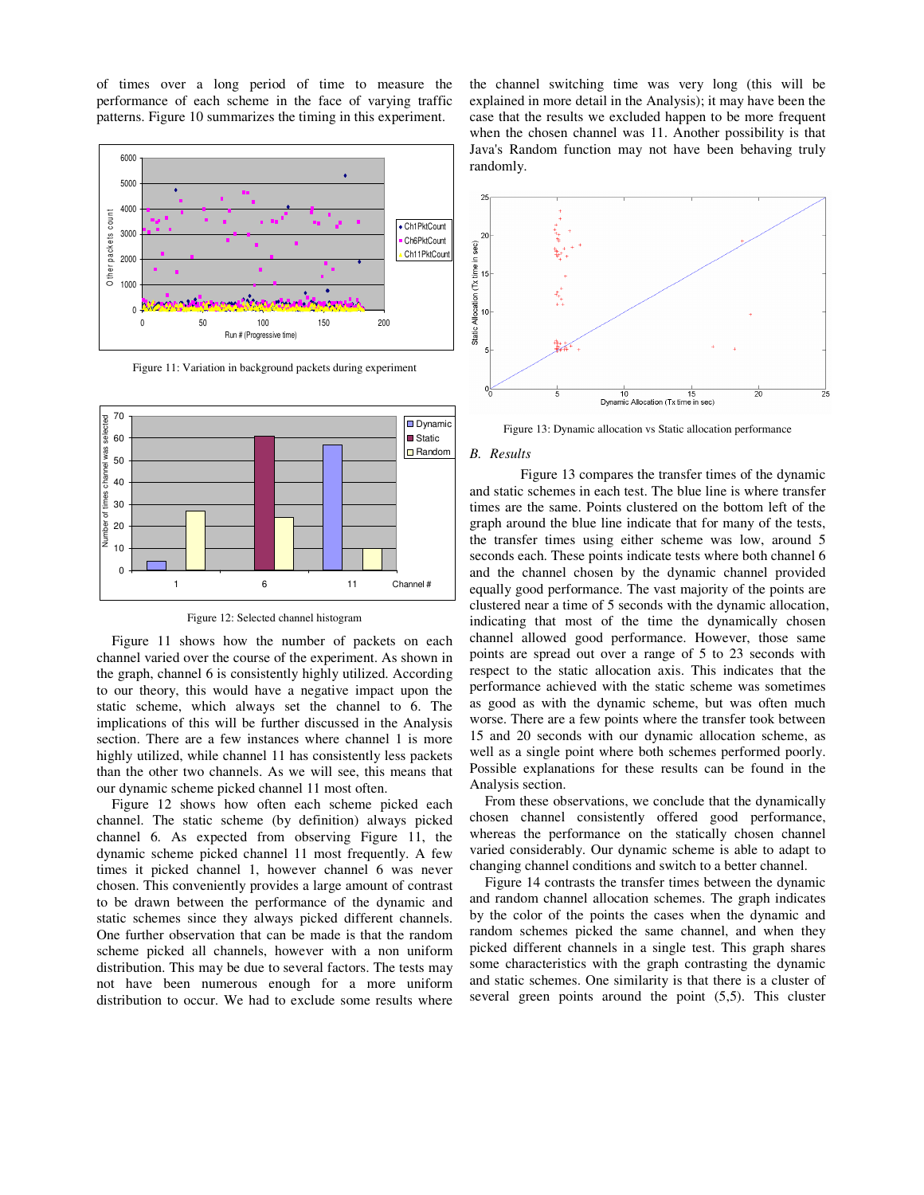of times over a long period of time to measure the performance of each scheme in the face of varying traffic patterns. Figure 10 summarizes the timing in this experiment.

Figure 11: Variation in background packets during experiment

Figure 12: Selected channel histogram

Figure 11 shows how the number of packets on each channel varied over the course of the experiment. As shown in the graph, channel 6 is consistently highly utilized. According to our theory, this would have a negative impact upon the static scheme, which always set the channel to 6. The implications of this will be further discussed in the Analysis section. There are a few instances where channel 1 is more highly utilized, while channel 11 has consistently less packets than the other two channels. As we will see, this means that our dynamic scheme picked channel 11 most often.

Figure 12 shows how often each scheme picked each channel. The static scheme (by definition) always picked channel 6. As expected from observing Figure 11, the dynamic scheme picked channel 11 most frequently. A few times it picked channel 1, however channel 6 was never chosen. This conveniently provides a large amount of contrast to be drawn between the performance of the dynamic and static schemes since they always picked different channels. One further observation that can be made is that the random scheme picked all channels, however with a non uniform distribution. This may be due to several factors. The tests may not have been numerous enough for a more uniform distribution to occur. We had to exclude some results where the channel switching time was very long (this will be explained in more detail in the Analysis); it may have been the case that the results we excluded happen to be more frequent when the chosen channel was 11. Another possibility is that Java's Random function may not have been behaving truly randomly.

Figure 13: Dynamic allocation vs Static allocation performance

## B. Results

Figure 13 compares the transfer times of the dynamic and static schemes in each test. The blue line is where transfer times are the same. Points clustered on the bottom left of the graph around the blue line indicate that for many of the tests, the transfer times using either scheme was low, around 5 seconds each. These points indicate tests where both channel 6 and the channel chosen by the dynamic channel provided equally good performance. The vast majority of the points are clustered near a time of 5 seconds with the dynamic allocation, indicating that most of the time the dynamically chosen channel allowed good performance. However, those same points are spread out over a range of 5 to 23 seconds with respect to the static allocation axis. This indicates that the performance achieved with the static scheme was sometimes as good as with the dynamic scheme, but was often much worse. There are a few points where the transfer took between 15 and 20 seconds with our dynamic allocation scheme, as well as a single point where both schemes performed poorly. Possible explanations for these results can be found in the Analysis section.

From these observations, we conclude that the dynamically chosen channel consistently offered good performance, whereas the performance on the statically chosen channel varied considerably. Our dynamic scheme is able to adapt to changing channel conditions and switch to a better channel.

Figure 14 contrasts the transfer times between the dynamic and random channel allocation schemes. The graph indicates by the color of the points the cases when the dynamic and random schemes picked the same channel, and when they picked different channels in a single test. This graph shares some characteristics with the graph contrasting the dynamic and static schemes. One similarity is that there is a cluster of several green points around the point (5,5). This cluster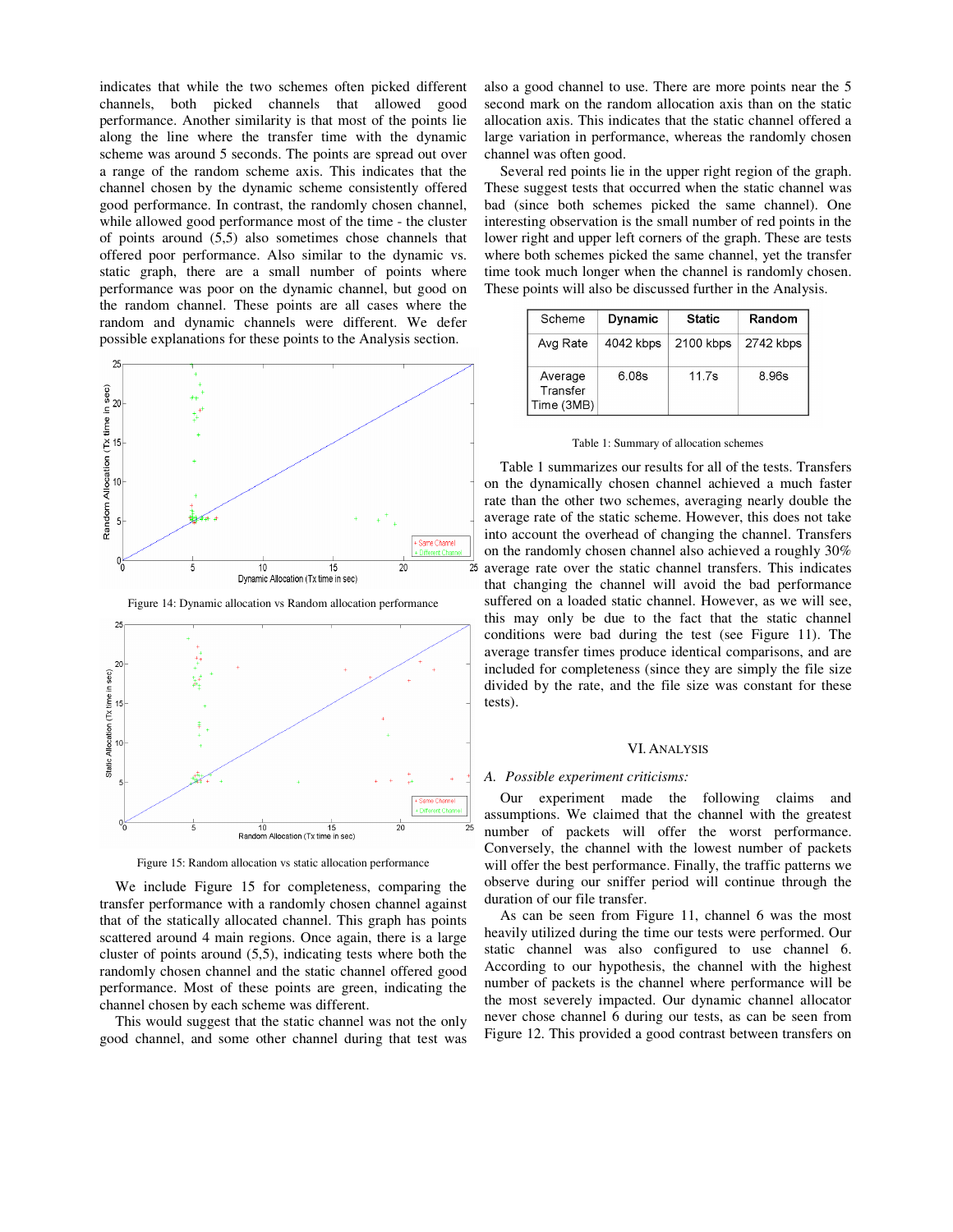indicates that while the two schemes often picked different channels, both picked channels that allowed good performance. Another similarity is that most of the points lie along the line where the transfer time with the dynamic scheme was around 5 seconds. The points are spread out over a range of the random scheme axis. This indicates that the channel chosen by the dynamic scheme consistently offered good performance. In contrast, the randomly chosen channel, while allowed good performance most of the time - the cluster of points around (5,5) also sometimes chose channels that offered poor performance. Also similar to the dynamic vs. static graph, there are a small number of points where performance was poor on the dynamic channel, but good on the random channel. These points are all cases where the random and dynamic channels were different. We defer possible explanations for these points to the Analysis section.

Figure 14: Dynamic allocation vs Random allocation performance

Figure 15: Random allocation vs static allocation performance

We include Figure 15 for completeness, comparing the transfer performance with a randomly chosen channel against that of the statically allocated channel. This graph has points scattered around 4 main regions. Once again, there is a large cluster of points around (5,5), indicating tests where both the randomly chosen channel and the static channel offered good performance. Most of these points are green, indicating the channel chosen by each scheme was different.

This would suggest that the static channel was not the only good channel, and some other channel during that test was also a good channel to use. There are more points near the 5 second mark on the random allocation axis than on the static allocation axis. This indicates that the static channel offered a large variation in performance, whereas the randomly chosen channel was often good.

Several red points lie in the upper right region of the graph. These suggest tests that occurred when the static channel was bad (since both schemes picked the same channel). One interesting observation is the small number of red points in the lower right and upper left corners of the graph. These are tests where both schemes picked the same channel, yet the transfer time took much longer when the channel is randomly chosen. These points will also be discussed further in the Analysis.

| Scheme | Dynamic | Static | Random |
|---|---|---|---|
| Avg Rate | 4042 kbps | 2100 kbps | 2742 kbps |
| Average Transfer Time (3MB) | 6.08s | 11.7s | 8.96s |

Table 1: Summary of allocation schemes

Table 1 summarizes our results for all of the tests. Transfers on the dynamically chosen channel achieved a much faster rate than the other two schemes, averaging nearly double the average rate of the static scheme. However, this does not take into account the overhead of changing the channel. Transfers on the randomly chosen channel also achieved a roughly 30% average rate over the static channel transfers. This indicates that changing the channel will avoid the bad performance suffered on a loaded static channel. However, as we will see, this may only be due to the fact that the static channel conditions were bad during the test (see Figure 11). The average transfer times produce identical comparisons, and are included for completeness (since they are simply the file size divided by the rate, and the file size was constant for these tests).

## VI. Analysis

### A. Possible experiment criticisms:

Our experiment made the following claims and assumptions. We claimed that the channel with the greatest number of packets will offer the worst performance. Conversely, the channel with the lowest number of packets will offer the best performance. Finally, the traffic patterns we observe during our sniffer period will continue through the duration of our file transfer.

As can be seen from Figure 11, channel 6 was the most heavily utilized during the time our tests were performed. Our static channel was also configured to use channel 6. According to our hypothesis, the channel with the highest number of packets is the channel where performance will be the most severely impacted. Our dynamic channel allocator never chose channel 6 during our tests, as can be seen from Figure 12. This provided a good contrast between transfers on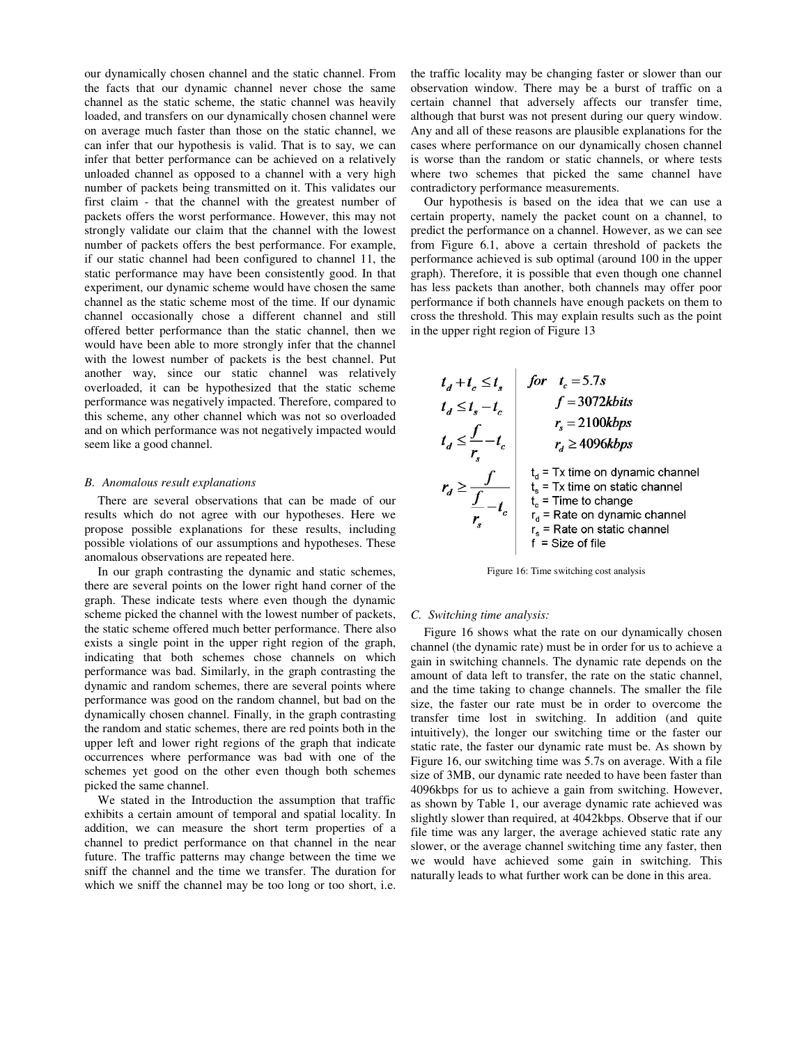our dynamically chosen channel and the static channel. From the facts that our dynamic channel never chose the same channel as the static scheme, the static channel was heavily loaded, and transfers on our dynamically chosen channel were on average much faster than those on the static channel, we can infer that our hypothesis is valid. That is to say, we can infer that better performance can be achieved on a relatively unloaded channel as opposed to a channel with a very high number of packets being transmitted on it. This validates our first claim - that the channel with the greatest number of packets offers the worst performance. However, this may not strongly validate our claim that the channel with the lowest number of packets offers the best performance. For example, if our static channel had been configured to channel 11, the static performance may have been consistently good. In that experiment, our dynamic scheme would have chosen the same channel as the static scheme most of the time. If our dynamic channel occasionally chose a different channel and still offered better performance than the static channel, then we would have been able to more strongly infer that the channel with the lowest number of packets is the best channel. Put another way, since our static channel was relatively overloaded, it can be hypothesized that the static scheme performance was negatively impacted. Therefore, compared to this scheme, any other channel which was not so overloaded and on which performance was not negatively impacted would seem like a good channel.

### B. Anomalous result explanations

There are several observations that can be made of our results which do not agree with our hypotheses. Here we propose possible explanations for these results, including possible violations of our assumptions and hypotheses. These anomalous observations are repeated here.

In our graph contrasting the dynamic and static schemes, there are several points on the lower right hand corner of the graph. These indicate tests where even though the dynamic scheme picked the channel with the lowest number of packets, the static scheme offered much better performance. There also exists a single point in the upper right region of the graph, indicating that both schemes chose channels on which performance was bad. Similarly, in the graph contrasting the dynamic and random schemes, there are several points where performance was good on the random channel, but bad on the dynamically chosen channel. Finally, in the graph contrasting the random and static schemes, there are red points both in the upper left and lower right regions of the graph that indicate occurrences where performance was bad with one of the schemes yet good on the other even though both schemes picked the same channel.

We stated in the Introduction the assumption that traffic exhibits a certain amount of temporal and spatial locality. In addition, we can measure the short term properties of a channel to predict performance on that channel in the near future. The traffic patterns may change between the time we sniff the channel and the time we transfer. The duration for which we sniff the channel may be too long or too short, i.e. the traffic locality may be changing faster or slower than our observation window. There may be a burst of traffic on a certain channel that adversely affects our transfer time, although that burst was not present during our query window. Any and all of these reasons are plausible explanations for the cases where performance on our dynamically chosen channel is worse than the random or static channels, or where tests where two schemes that picked the same channel have contradictory performance measurements.

Our hypothesis is based on the idea that we can use a certain property, namely the packet count on a channel, to predict the performance on a channel. However, as we can see from Figure 6.1, above a certain threshold of packets the performance achieved is sub optimal (around 100 in the upper graph). Therefore, it is possible that even though one channel has less packets than another, both channels may offer poor performance if both channels have enough packets on them to cross the threshold. This may explain results such as the point in the upper right region of Figure 13

$$t_d + t_c \le t_s$$
$$t_d \le t_s - t_c$$
$$t_d \le \frac{f}{r_s} - t_c$$
$$r_d \ge \frac{f}{\frac{f}{r_s} - t_c}$$

for $t_c = 5.7s$, $f = 3072 kbits$, $r_s = 2100 kbps$, $r_d \ge 4096 kbps$

$t_d$ = Tx time on dynamic channel
$t_s$ = Tx time on static channel
$t_c$ = Time to change
$r_d$ = Rate on dynamic channel
$r_s$ = Rate on static channel
$f$ = Size of file

Figure 16: Time switching cost analysis

### C. Switching time analysis:

Figure 16 shows what the rate on our dynamically chosen channel (the dynamic rate) must be in order for us to achieve a gain in switching channels. The dynamic rate depends on the amount of data left to transfer, the rate on the static channel, and the time taking to change channels. The smaller the file size, the faster our rate must be in order to overcome the transfer time lost in switching. In addition (and quite intuitively), the longer our switching time or the faster our static rate, the faster our dynamic rate must be. As shown by Figure 16, our switching time was 5.7s on average. With a file size of 3MB, our dynamic rate needed to have been faster than 4096kbps for us to achieve a gain from switching. However, as shown by Table 1, our average dynamic rate achieved was slightly slower than required, at 4042kbps. Observe that if our file time was any larger, the average achieved static rate any slower, or the average channel switching time any faster, then we would have achieved some gain in switching. This naturally leads to what further work can be done in this area.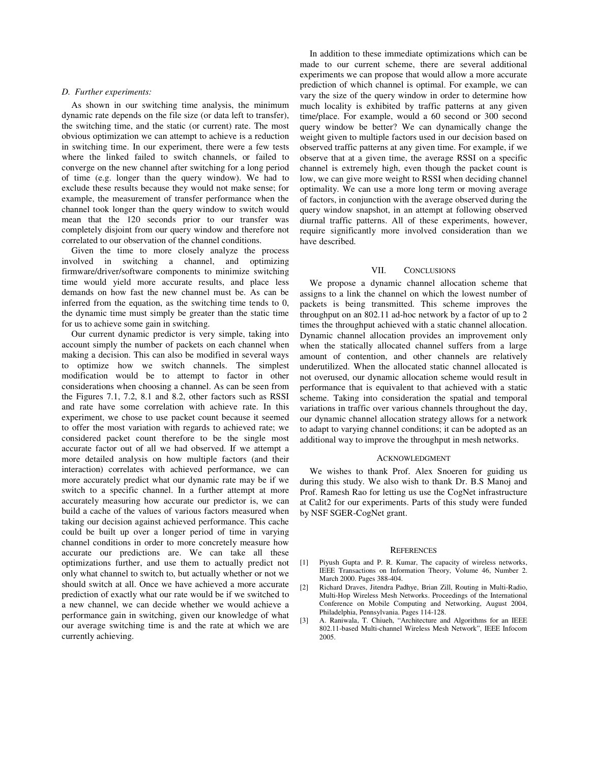### *D. Further experiments:*

As shown in our switching time analysis, the minimum dynamic rate depends on the file size (or data left to transfer), the switching time, and the static (or current) rate. The most obvious optimization we can attempt to achieve is a reduction in switching time. In our experiment, there were a few tests where the linked failed to switch channels, or failed to converge on the new channel after switching for a long period of time (e.g. longer than the query window). We had to exclude these results because they would not make sense; for example, the measurement of transfer performance when the channel took longer than the query window to switch would mean that the 120 seconds prior to our transfer was completely disjoint from our query window and therefore not correlated to our observation of the channel conditions.

Given the time to more closely analyze the process involved in switching a channel, and optimizing firmware/driver/software components to minimize switching time would yield more accurate results, and place less demands on how fast the new channel must be. As can be inferred from the equation, as the switching time tends to 0, the dynamic time must simply be greater than the static time for us to achieve some gain in switching.

Our current dynamic predictor is very simple, taking into account simply the number of packets on each channel when making a decision. This can also be modified in several ways to optimize how we switch channels. The simplest modification would be to attempt to factor in other considerations when choosing a channel. As can be seen from the Figures 7.1, 7.2, 8.1 and 8.2, other factors such as RSSI and rate have some correlation with achieve rate. In this experiment, we chose to use packet count because it seemed to offer the most variation with regards to achieved rate; we considered packet count therefore to be the single most accurate factor out of all we had observed. If we attempt a more detailed analysis on how multiple factors (and their interaction) correlates with achieved performance, we can more accurately predict what our dynamic rate may be if we switch to a specific channel. In a further attempt at more accurately measuring how accurate our predictor is, we can build a cache of the values of various factors measured when taking our decision against achieved performance. This cache could be built up over a longer period of time in varying channel conditions in order to more concretely measure how accurate our predictions are. We can take all these optimizations further, and use them to actually predict not only what channel to switch to, but actually whether or not we should switch at all. Once we have achieved a more accurate prediction of exactly what our rate would be if we switched to a new channel, we can decide whether we would achieve a performance gain in switching, given our knowledge of what our average switching time is and the rate at which we are currently achieving.

In addition to these immediate optimizations which can be made to our current scheme, there are several additional experiments we can propose that would allow a more accurate prediction of which channel is optimal. For example, we can vary the size of the query window in order to determine how much locality is exhibited by traffic patterns at any given time/place. For example, would a 60 second or 300 second query window be better? We can dynamically change the weight given to multiple factors used in our decision based on observed traffic patterns at any given time. For example, if we observe that at a given time, the average RSSI on a specific channel is extremely high, even though the packet count is low, we can give more weight to RSSI when deciding channel optimality. We can use a more long term or moving average of factors, in conjunction with the average observed during the query window snapshot, in an attempt at following observed diurnal traffic patterns. All of these experiments, however, require significantly more involved consideration than we have described.

## VII. Conclusions

We propose a dynamic channel allocation scheme that assigns to a link the channel on which the lowest number of packets is being transmitted. This scheme improves the throughput on an 802.11 ad-hoc network by a factor of up to 2 times the throughput achieved with a static channel allocation. Dynamic channel allocation provides an improvement only when the statically allocated channel suffers from a large amount of contention, and other channels are relatively underutilized. When the allocated static channel allocated is not overused, our dynamic allocation scheme would result in performance that is equivalent to that achieved with a static scheme. Taking into consideration the spatial and temporal variations in traffic over various channels throughout the day, our dynamic channel allocation strategy allows for a network to adapt to varying channel conditions; it can be adopted as an additional way to improve the throughput in mesh networks.

## Acknowledgment

We wishes to thank Prof. Alex Snoeren for guiding us during this study. We also wish to thank Dr. B.S Manoj and Prof. Ramesh Rao for letting us use the CogNet infrastructure at Calit2 for our experiments. Parts of this study were funded by NSF SGER-CogNet grant.

## References

[1] Piyush Gupta and P. R. Kumar, The capacity of wireless networks, IEEE Transactions on Information Theory, Volume 46, Number 2. March 2000. Pages 388-404.

[2] Richard Draves, Jitendra Padhye, Brian Zill, Routing in Multi-Radio, Multi-Hop Wireless Mesh Networks. Proceedings of the International Conference on Mobile Computing and Networking, August 2004, Philadelphia, Pennsylvania. Pages 114-128.

[3] A. Raniwala, T. Chiueh, "Architecture and Algorithms for an IEEE 802.11-based Multi-channel Wireless Mesh Network", IEEE Infocom 2005.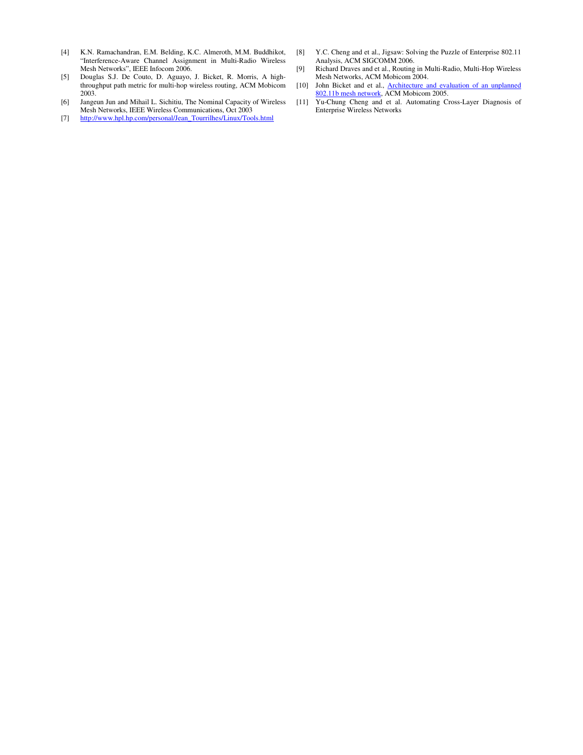[4] K.N. Ramachandran, E.M. Belding, K.C. Almeroth, M.M. Buddhikot, "Interference-Aware Channel Assignment in Multi-Radio Wireless Mesh Networks", IEEE Infocom 2006.

[5] Douglas S.J. De Couto, D. Aguayo, J. Bicket, R. Morris, A high-throughput path metric for multi-hop wireless routing, ACM Mobicom 2003.

[6] Jangeun Jun and Mihail L. Sichitiu, The Nominal Capacity of Wireless Mesh Networks, IEEE Wireless Communications, Oct 2003

[7] http://www.hpl.hp.com/personal/Jean_Tourrilhes/Linux/Tools.html

[8] Y.C. Cheng and et al., Jigsaw: Solving the Puzzle of Enterprise 802.11 Analysis, ACM SIGCOMM 2006.

[9] Richard Draves and et al., Routing in Multi-Radio, Multi-Hop Wireless Mesh Networks, ACM Mobicom 2004.

[10] John Bicket and et al., Architecture and evaluation of an unplanned 802.11b mesh network, ACM Mobicom 2005.

[11] Yu-Chung Cheng and et al. Automating Cross-Layer Diagnosis of Enterprise Wireless Networks